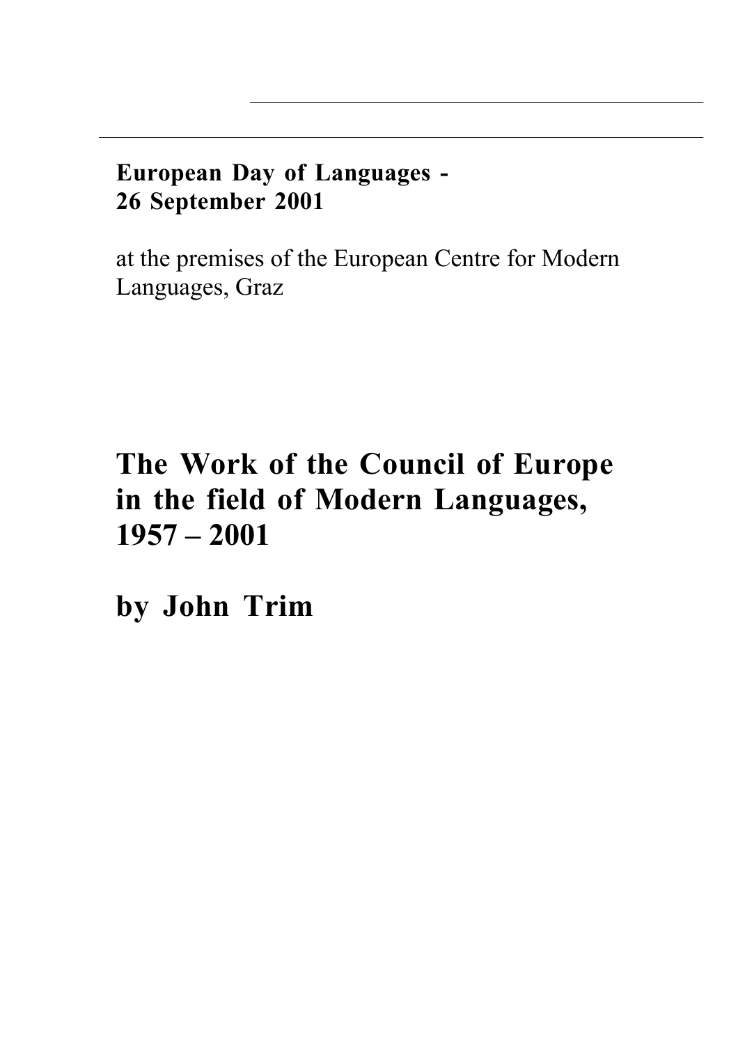**European Day of Languages - 26 September 2001**

at the premises of the European Centre for Modern Languages, Graz

# The Work of the Council of Europe in the field of Modern Languages, 1957 – 2001

## by John Trim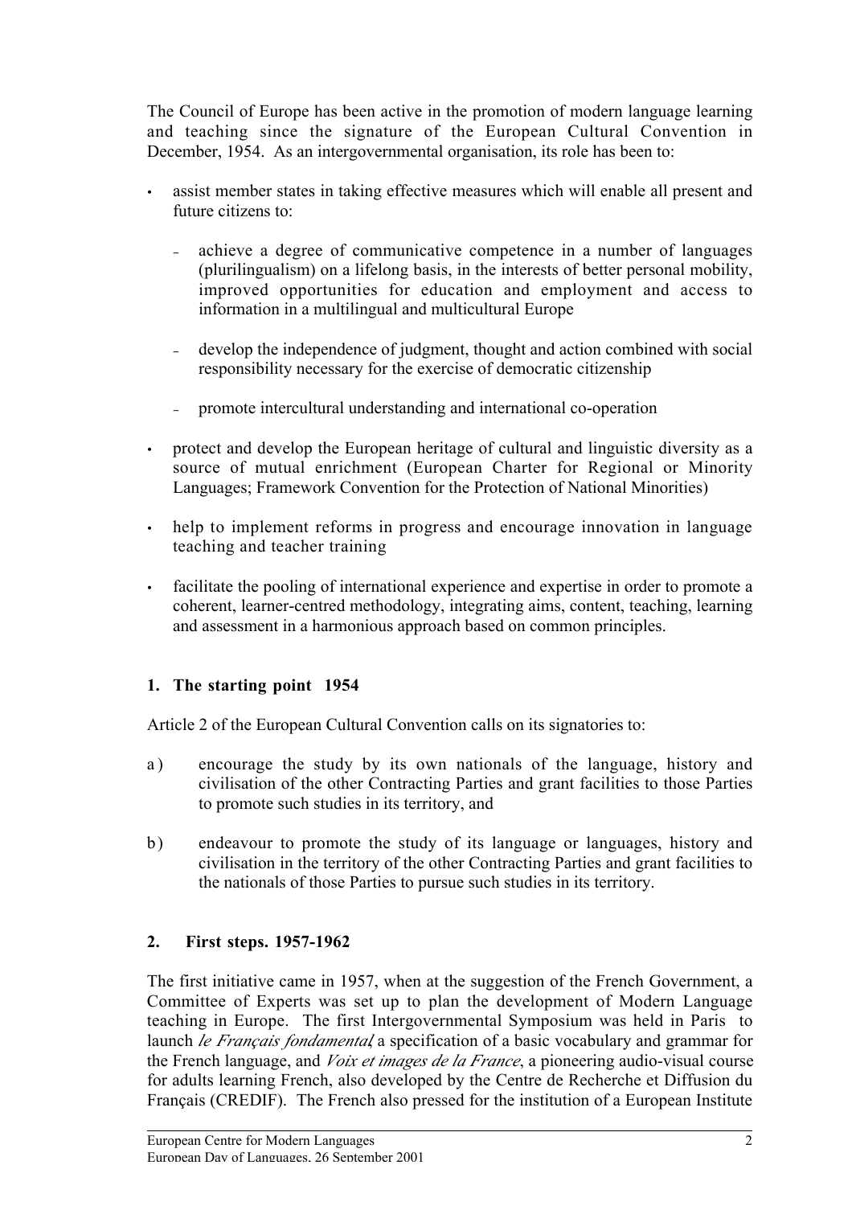The Council of Europe has been active in the promotion of modern language learning and teaching since the signature of the European Cultural Convention in December, 1954. As an intergovernmental organisation, its role has been to:

- assist member states in taking effective measures which will enable all present and future citizens to:
  - achieve a degree of communicative competence in a number of languages (plurilingualism) on a lifelong basis, in the interests of better personal mobility, improved opportunities for education and employment and access to information in a multilingual and multicultural Europe
  - develop the independence of judgment, thought and action combined with social responsibility necessary for the exercise of democratic citizenship
  - promote intercultural understanding and international co-operation
- protect and develop the European heritage of cultural and linguistic diversity as a source of mutual enrichment (European Charter for Regional or Minority Languages; Framework Convention for the Protection of National Minorities)
- help to implement reforms in progress and encourage innovation in language teaching and teacher training
- facilitate the pooling of international experience and expertise in order to promote a coherent, learner-centred methodology, integrating aims, content, teaching, learning and assessment in a harmonious approach based on common principles.

## 1. The starting point 1954

Article 2 of the European Cultural Convention calls on its signatories to:

a) encourage the study by its own nationals of the language, history and civilisation of the other Contracting Parties and grant facilities to those Parties to promote such studies in its territory, and

b) endeavour to promote the study of its language or languages, history and civilisation in the territory of the other Contracting Parties and grant facilities to the nationals of those Parties to pursue such studies in its territory.

## 2. First steps. 1957-1962

The first initiative came in 1957, when at the suggestion of the French Government, a Committee of Experts was set up to plan the development of Modern Language teaching in Europe. The first Intergovernmental Symposium was held in Paris to launch *le Français fondamental*, a specification of a basic vocabulary and grammar for the French language, and *Voix et images de la France*, a pioneering audio-visual course for adults learning French, also developed by the Centre de Recherche et Diffusion du Français (CREDIF). The French also pressed for the institution of a European Institute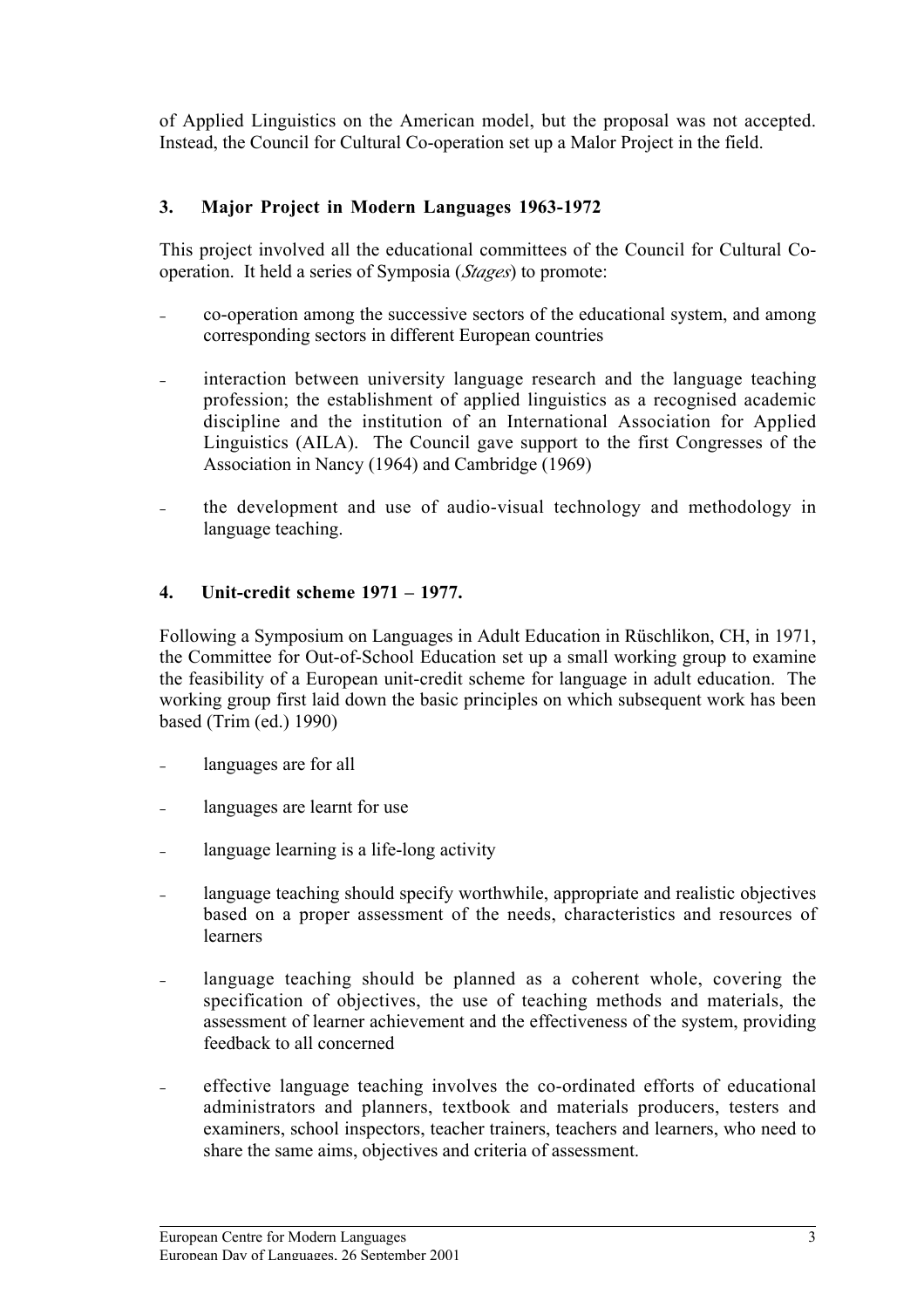of Applied Linguistics on the American model, but the proposal was not accepted. Instead, the Council for Cultural Co-operation set up a Malor Project in the field.

## 3. Major Project in Modern Languages 1963-1972

This project involved all the educational committees of the Council for Cultural Co-operation. It held a series of Symposia (*Stages*) to promote:

- co-operation among the successive sectors of the educational system, and among corresponding sectors in different European countries
- interaction between university language research and the language teaching profession; the establishment of applied linguistics as a recognised academic discipline and the institution of an International Association for Applied Linguistics (AILA). The Council gave support to the first Congresses of the Association in Nancy (1964) and Cambridge (1969)
- the development and use of audio-visual technology and methodology in language teaching.

## 4. Unit-credit scheme 1971 – 1977.

Following a Symposium on Languages in Adult Education in Rüschlikon, CH, in 1971, the Committee for Out-of-School Education set up a small working group to examine the feasibility of a European unit-credit scheme for language in adult education. The working group first laid down the basic principles on which subsequent work has been based (Trim (ed.) 1990)

- languages are for all
- languages are learnt for use
- language learning is a life-long activity
- language teaching should specify worthwhile, appropriate and realistic objectives based on a proper assessment of the needs, characteristics and resources of learners
- language teaching should be planned as a coherent whole, covering the specification of objectives, the use of teaching methods and materials, the assessment of learner achievement and the effectiveness of the system, providing feedback to all concerned
- effective language teaching involves the co-ordinated efforts of educational administrators and planners, textbook and materials producers, testers and examiners, school inspectors, teacher trainers, teachers and learners, who need to share the same aims, objectives and criteria of assessment.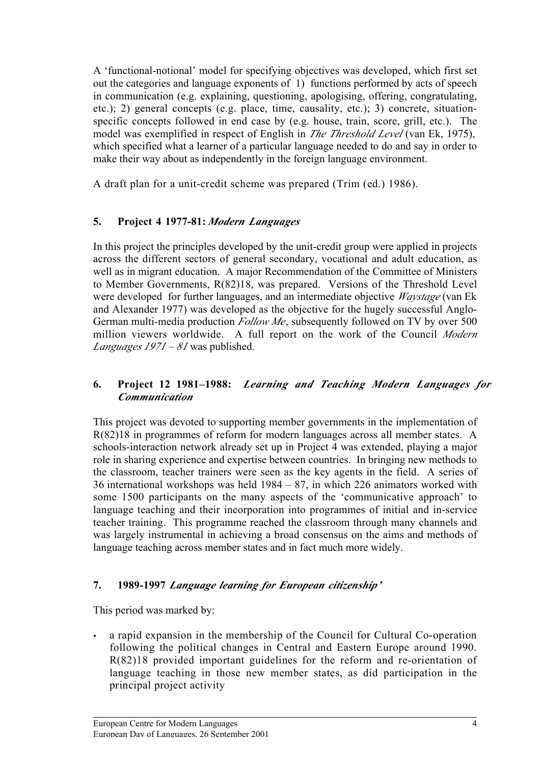A 'functional-notional' model for specifying objectives was developed, which first set out the categories and language exponents of 1) functions performed by acts of speech in communication (e.g. explaining, questioning, apologising, offering, congratulating, etc.); 2) general concepts (e.g. place, time, causality, etc.); 3) concrete, situation-specific concepts followed in end case by (e.g. house, train, score, grill, etc.). The model was exemplified in respect of English in *The Threshold Level* (van Ek, 1975), which specified what a learner of a particular language needed to do and say in order to make their way about as independently in the foreign language environment.

A draft plan for a unit-credit scheme was prepared (Trim (ed.) 1986).

## 5. Project 4 1977-81: *Modern Languages*

In this project the principles developed by the unit-credit group were applied in projects across the different sectors of general secondary, vocational and adult education, as well as in migrant education. A major Recommendation of the Committee of Ministers to Member Governments, R(82)18, was prepared. Versions of the Threshold Level were developed for further languages, and an intermediate objective *Waystage* (van Ek and Alexander 1977) was developed as the objective for the hugely successful Anglo-German multi-media production *Follow Me*, subsequently followed on TV by over 500 million viewers worldwide. A full report on the work of the Council *Modern Languages 1971 – 81* was published.

## 6. Project 12 1981–1988: *Learning and Teaching Modern Languages for Communication*

This project was devoted to supporting member governments in the implementation of R(82)18 in programmes of reform for modern languages across all member states. A schools-interaction network already set up in Project 4 was extended, playing a major role in sharing experience and expertise between countries. In bringing new methods to the classroom, teacher trainers were seen as the key agents in the field. A series of 36 international workshops was held 1984 – 87, in which 226 animators worked with some 1500 participants on the many aspects of the 'communicative approach' to language teaching and their incorporation into programmes of initial and in-service teacher training. This programme reached the classroom through many channels and was largely instrumental in achieving a broad consensus on the aims and methods of language teaching across member states and in fact much more widely.

## 7. 1989-1997 *Language learning for European citizenship'*

This period was marked by:

- a rapid expansion in the membership of the Council for Cultural Co-operation following the political changes in Central and Eastern Europe around 1990. R(82)18 provided important guidelines for the reform and re-orientation of language teaching in those new member states, as did participation in the principal project activity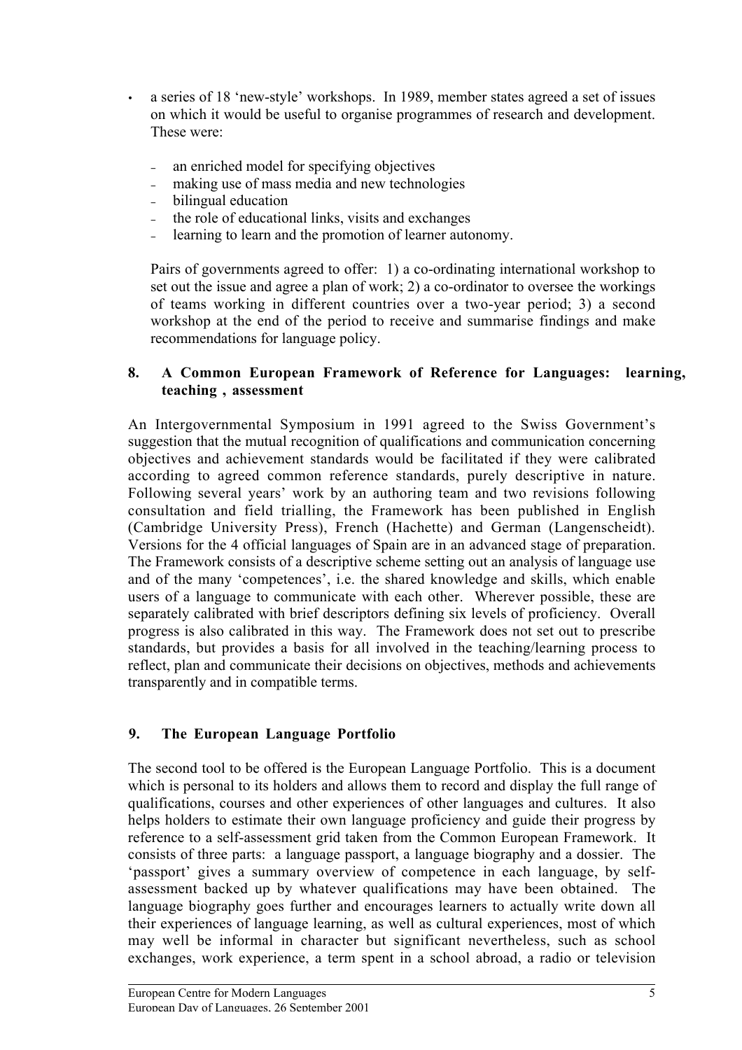- a series of 18 'new-style' workshops. In 1989, member states agreed a set of issues on which it would be useful to organise programmes of research and development. These were:

  - an enriched model for specifying objectives
  - making use of mass media and new technologies
  - bilingual education
  - the role of educational links, visits and exchanges
  - learning to learn and the promotion of learner autonomy.

  Pairs of governments agreed to offer: 1) a co-ordinating international workshop to set out the issue and agree a plan of work; 2) a co-ordinator to oversee the workings of teams working in different countries over a two-year period; 3) a second workshop at the end of the period to receive and summarise findings and make recommendations for language policy.

## 8. A Common European Framework of Reference for Languages: learning, teaching , assessment

An Intergovernmental Symposium in 1991 agreed to the Swiss Government's suggestion that the mutual recognition of qualifications and communication concerning objectives and achievement standards would be facilitated if they were calibrated according to agreed common reference standards, purely descriptive in nature. Following several years' work by an authoring team and two revisions following consultation and field trialling, the Framework has been published in English (Cambridge University Press), French (Hachette) and German (Langenscheidt). Versions for the 4 official languages of Spain are in an advanced stage of preparation. The Framework consists of a descriptive scheme setting out an analysis of language use and of the many 'competences', i.e. the shared knowledge and skills, which enable users of a language to communicate with each other. Wherever possible, these are separately calibrated with brief descriptors defining six levels of proficiency. Overall progress is also calibrated in this way. The Framework does not set out to prescribe standards, but provides a basis for all involved in the teaching/learning process to reflect, plan and communicate their decisions on objectives, methods and achievements transparently and in compatible terms.

## 9. The European Language Portfolio

The second tool to be offered is the European Language Portfolio. This is a document which is personal to its holders and allows them to record and display the full range of qualifications, courses and other experiences of other languages and cultures. It also helps holders to estimate their own language proficiency and guide their progress by reference to a self-assessment grid taken from the Common European Framework. It consists of three parts: a language passport, a language biography and a dossier. The 'passport' gives a summary overview of competence in each language, by self-assessment backed up by whatever qualifications may have been obtained. The language biography goes further and encourages learners to actually write down all their experiences of language learning, as well as cultural experiences, most of which may well be informal in character but significant nevertheless, such as school exchanges, work experience, a term spent in a school abroad, a radio or television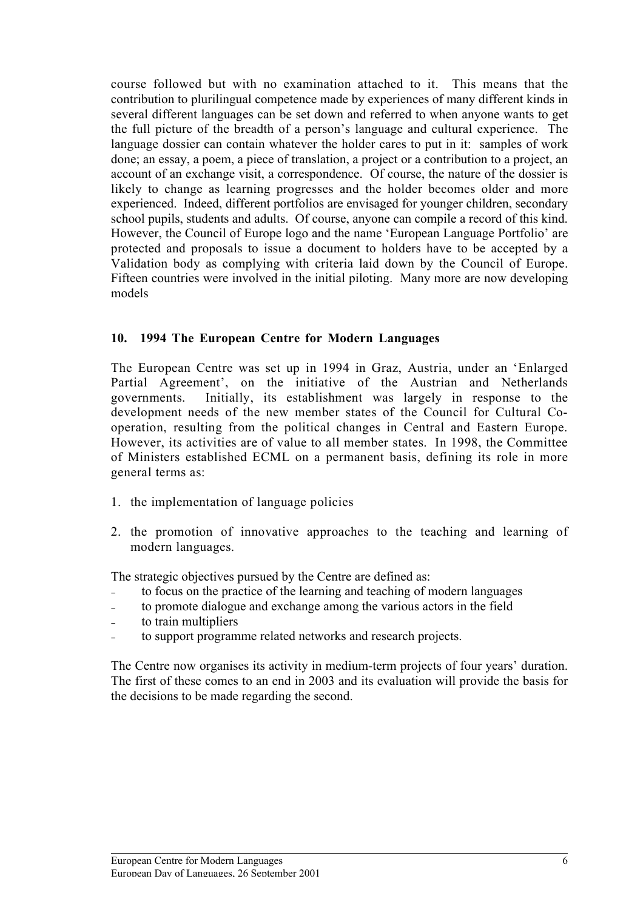course followed but with no examination attached to it. This means that the contribution to plurilingual competence made by experiences of many different kinds in several different languages can be set down and referred to when anyone wants to get the full picture of the breadth of a person's language and cultural experience. The language dossier can contain whatever the holder cares to put in it: samples of work done; an essay, a poem, a piece of translation, a project or a contribution to a project, an account of an exchange visit, a correspondence. Of course, the nature of the dossier is likely to change as learning progresses and the holder becomes older and more experienced. Indeed, different portfolios are envisaged for younger children, secondary school pupils, students and adults. Of course, anyone can compile a record of this kind. However, the Council of Europe logo and the name 'European Language Portfolio' are protected and proposals to issue a document to holders have to be accepted by a Validation body as complying with criteria laid down by the Council of Europe. Fifteen countries were involved in the initial piloting. Many more are now developing models

**10. 1994 The European Centre for Modern Languages**

The European Centre was set up in 1994 in Graz, Austria, under an 'Enlarged Partial Agreement', on the initiative of the Austrian and Netherlands governments. Initially, its establishment was largely in response to the development needs of the new member states of the Council for Cultural Co-operation, resulting from the political changes in Central and Eastern Europe. However, its activities are of value to all member states. In 1998, the Committee of Ministers established ECML on a permanent basis, defining its role in more general terms as:

1. the implementation of language policies
2. the promotion of innovative approaches to the teaching and learning of modern languages.

The strategic objectives pursued by the Centre are defined as:

- to focus on the practice of the learning and teaching of modern languages
- to promote dialogue and exchange among the various actors in the field
- to train multipliers
- to support programme related networks and research projects.

The Centre now organises its activity in medium-term projects of four years' duration. The first of these comes to an end in 2003 and its evaluation will provide the basis for the decisions to be made regarding the second.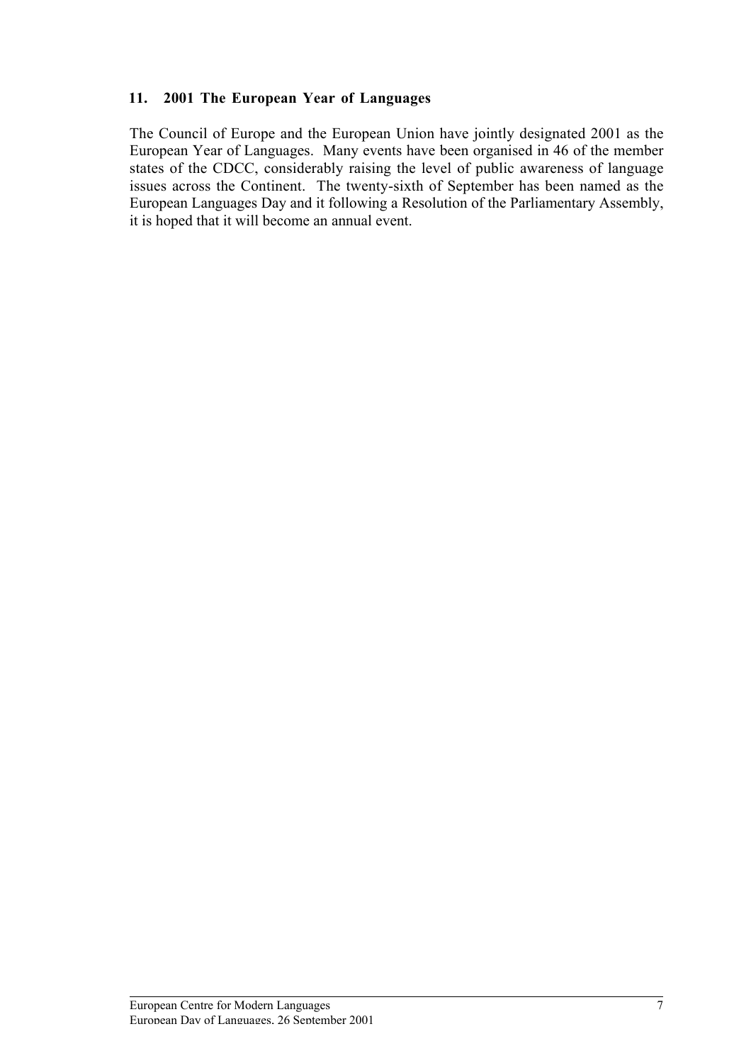## 11. 2001 The European Year of Languages

The Council of Europe and the European Union have jointly designated 2001 as the European Year of Languages. Many events have been organised in 46 of the member states of the CDCC, considerably raising the level of public awareness of language issues across the Continent. The twenty-sixth of September has been named as the European Languages Day and it following a Resolution of the Parliamentary Assembly, it is hoped that it will become an annual event.